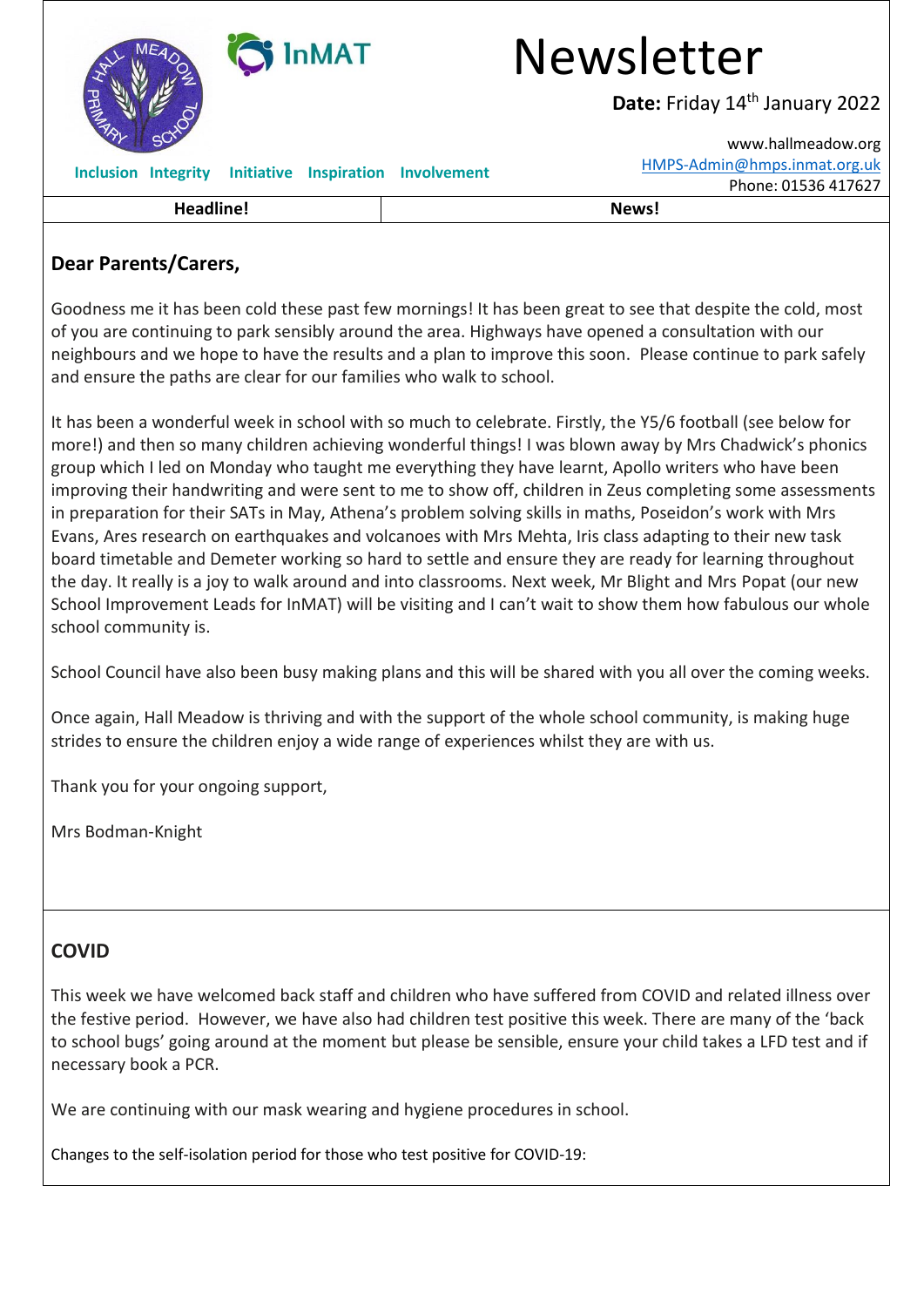# Newsletter

**Date:** Friday 14th January 2022

Inclusion Integrity Initiative Inspiration Involvement

www.hallmeadow.org
HMPS-Admin@hmps.inmat.org.uk
Phone: 01536 417627

| Headline! | News! |
|---|---|

## Dear Parents/Carers,

Goodness me it has been cold these past few mornings! It has been great to see that despite the cold, most of you are continuing to park sensibly around the area. Highways have opened a consultation with our neighbours and we hope to have the results and a plan to improve this soon. Please continue to park safely and ensure the paths are clear for our families who walk to school.

It has been a wonderful week in school with so much to celebrate. Firstly, the Y5/6 football (see below for more!) and then so many children achieving wonderful things! I was blown away by Mrs Chadwick's phonics group which I led on Monday who taught me everything they have learnt, Apollo writers who have been improving their handwriting and were sent to me to show off, children in Zeus completing some assessments in preparation for their SATs in May, Athena's problem solving skills in maths, Poseidon's work with Mrs Evans, Ares research on earthquakes and volcanoes with Mrs Mehta, Iris class adapting to their new task board timetable and Demeter working so hard to settle and ensure they are ready for learning throughout the day. It really is a joy to walk around and into classrooms. Next week, Mr Blight and Mrs Popat (our new School Improvement Leads for InMAT) will be visiting and I can't wait to show them how fabulous our whole school community is.

School Council have also been busy making plans and this will be shared with you all over the coming weeks.

Once again, Hall Meadow is thriving and with the support of the whole school community, is making huge strides to ensure the children enjoy a wide range of experiences whilst they are with us.

Thank you for your ongoing support,

Mrs Bodman-Knight

## COVID

This week we have welcomed back staff and children who have suffered from COVID and related illness over the festive period. However, we have also had children test positive this week. There are many of the 'back to school bugs' going around at the moment but please be sensible, ensure your child takes a LFD test and if necessary book a PCR.

We are continuing with our mask wearing and hygiene procedures in school.

Changes to the self-isolation period for those who test positive for COVID-19: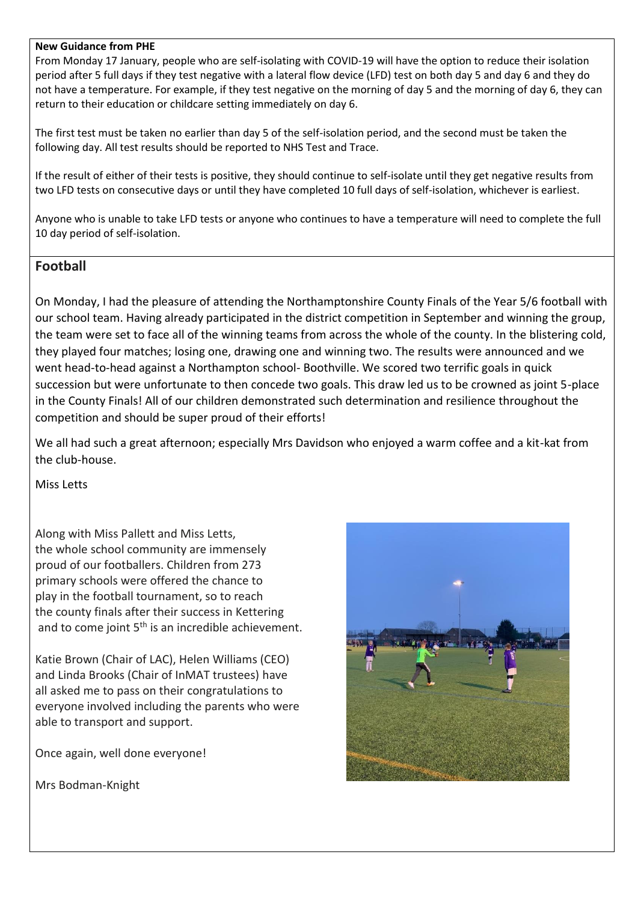**New Guidance from PHE**

From Monday 17 January, people who are self-isolating with COVID-19 will have the option to reduce their isolation period after 5 full days if they test negative with a lateral flow device (LFD) test on both day 5 and day 6 and they do not have a temperature. For example, if they test negative on the morning of day 5 and the morning of day 6, they can return to their education or childcare setting immediately on day 6.

The first test must be taken no earlier than day 5 of the self-isolation period, and the second must be taken the following day. All test results should be reported to NHS Test and Trace.

If the result of either of their tests is positive, they should continue to self-isolate until they get negative results from two LFD tests on consecutive days or until they have completed 10 full days of self-isolation, whichever is earliest.

Anyone who is unable to take LFD tests or anyone who continues to have a temperature will need to complete the full 10 day period of self-isolation.

## Football

On Monday, I had the pleasure of attending the Northamptonshire County Finals of the Year 5/6 football with our school team. Having already participated in the district competition in September and winning the group, the team were set to face all of the winning teams from across the whole of the county. In the blistering cold, they played four matches; losing one, drawing one and winning two. The results were announced and we went head-to-head against a Northampton school- Boothville. We scored two terrific goals in quick succession but were unfortunate to then concede two goals. This draw led us to be crowned as joint 5-place in the County Finals! All of our children demonstrated such determination and resilience throughout the competition and should be super proud of their efforts!

We all had such a great afternoon; especially Mrs Davidson who enjoyed a warm coffee and a kit-kat from the club-house.

Miss Letts

Along with Miss Pallett and Miss Letts, the whole school community are immensely proud of our footballers. Children from 273 primary schools were offered the chance to play in the football tournament, so to reach the county finals after their success in Kettering and to come joint 5th is an incredible achievement.

Katie Brown (Chair of LAC), Helen Williams (CEO) and Linda Brooks (Chair of InMAT trustees) have all asked me to pass on their congratulations to everyone involved including the parents who were able to transport and support.

Once again, well done everyone!

Mrs Bodman-Knight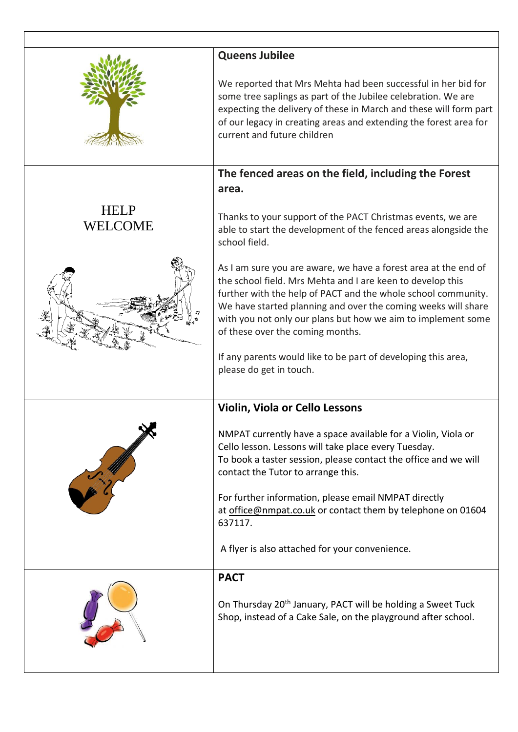## Queens Jubilee

We reported that Mrs Mehta had been successful in her bid for some tree saplings as part of the Jubilee celebration. We are expecting the delivery of these in March and these will form part of our legacy in creating areas and extending the forest area for current and future children

HELP WELCOME

## The fenced areas on the field, including the Forest area.

Thanks to your support of the PACT Christmas events, we are able to start the development of the fenced areas alongside the school field.

As I am sure you are aware, we have a forest area at the end of the school field. Mrs Mehta and I are keen to develop this further with the help of PACT and the whole school community. We have started planning and over the coming weeks will share with you not only our plans but how we aim to implement some of these over the coming months.

If any parents would like to be part of developing this area, please do get in touch.

## Violin, Viola or Cello Lessons

NMPAT currently have a space available for a Violin, Viola or Cello lesson. Lessons will take place every Tuesday.
To book a taster session, please contact the office and we will contact the Tutor to arrange this.

For further information, please email NMPAT directly at office@nmpat.co.uk or contact them by telephone on 01604 637117.

A flyer is also attached for your convenience.

## PACT

On Thursday 20th January, PACT will be holding a Sweet Tuck Shop, instead of a Cake Sale, on the playground after school.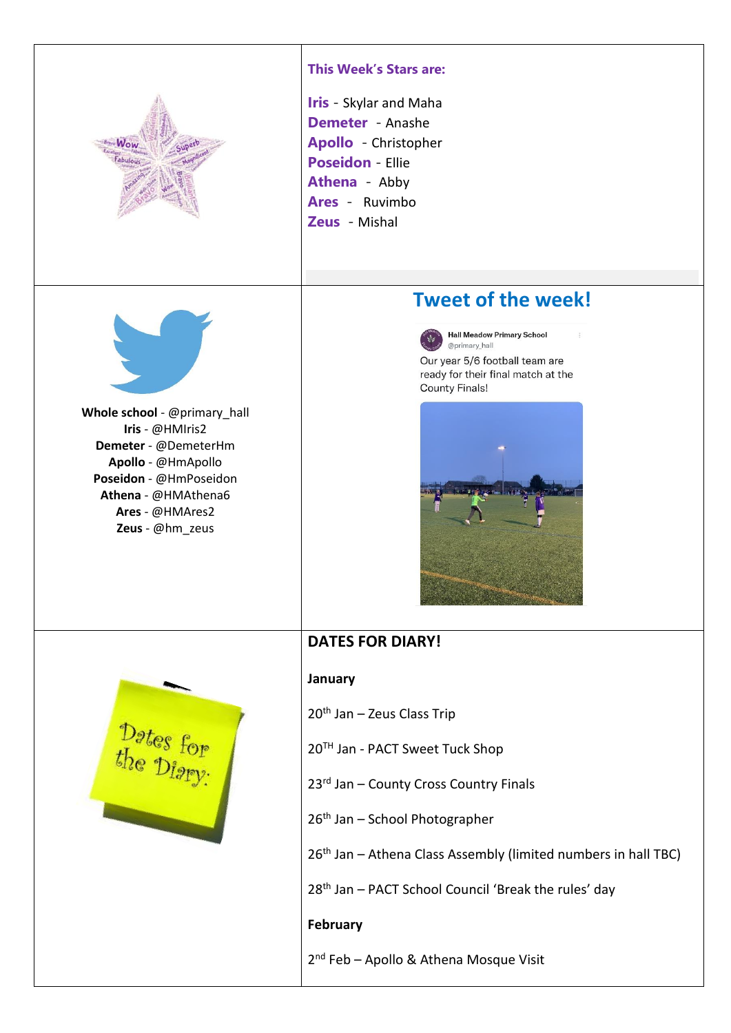## This Week's Stars are:

**Iris** - Skylar and Maha
**Demeter** - Anashe
**Apollo** - Christopher
**Poseidon** - Ellie
**Athena** - Abby
**Ares** - Ruvimbo
**Zeus** - Mishal

**Whole school** - @primary_hall
**Iris** - @HMIris2
**Demeter** - @DemeterHm
**Apollo** - @HmApollo
**Poseidon** - @HmPoseidon
**Athena** - @HMAthena6
**Ares** - @HMAres2
**Zeus** - @hm_zeus

## Tweet of the week!

Hall Meadow Primary School
@primary_hall

Our year 5/6 football team are ready for their final match at the County Finals!

## DATES FOR DIARY!

**January**

20th Jan – Zeus Class Trip

20TH Jan - PACT Sweet Tuck Shop

23rd Jan – County Cross Country Finals

26th Jan – School Photographer

26th Jan – Athena Class Assembly (limited numbers in hall TBC)

28th Jan – PACT School Council 'Break the rules' day

**February**

2nd Feb – Apollo & Athena Mosque Visit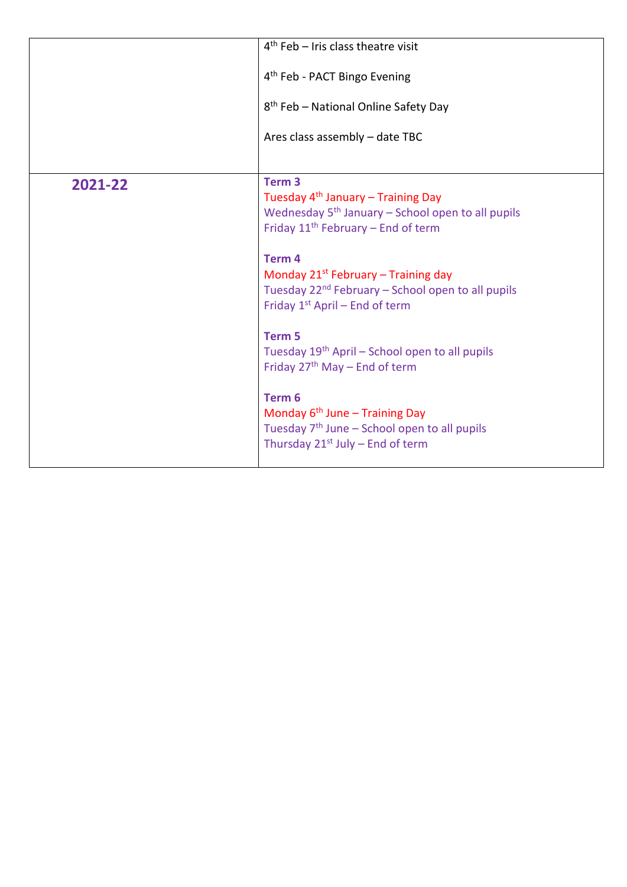| | |
|---|---|
| | 4th Feb – Iris class theatre visit<br><br>4th Feb - PACT Bingo Evening<br><br>8th Feb – National Online Safety Day<br><br>Ares class assembly – date TBC |
| **2021-22** | **Term 3**<br>Tuesday 4th January – Training Day<br>Wednesday 5th January – School open to all pupils<br>Friday 11th February – End of term<br><br>**Term 4**<br>Monday 21st February – Training day<br>Tuesday 22nd February – School open to all pupils<br>Friday 1st April – End of term<br><br>**Term 5**<br>Tuesday 19th April – School open to all pupils<br>Friday 27th May – End of term<br><br>**Term 6**<br>Monday 6th June – Training Day<br>Tuesday 7th June – School open to all pupils<br>Thursday 21st July – End of term |